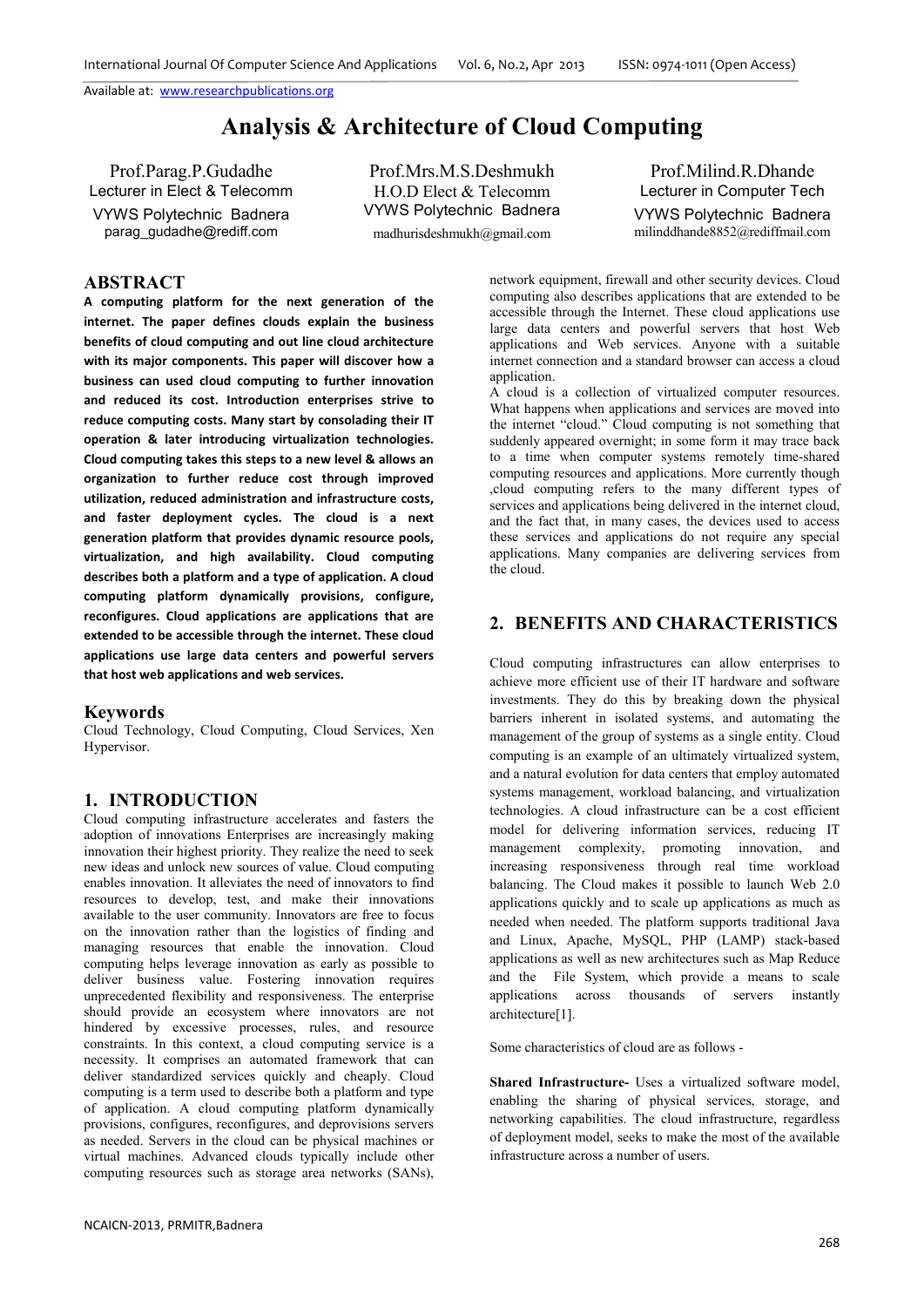# Analysis & Architecture of Cloud Computing

Prof.Parag.P.Gudadhe
Lecturer in Elect & Telecomm
VYWS Polytechnic Badnera
parag_gudadhe@rediff.com

Prof.Mrs.M.S.Deshmukh
H.O.D Elect & Telecomm
VYWS Polytechnic Badnera
madhurisdeshmukh@gmail.com

Prof.Milind.R.Dhande
Lecturer in Computer Tech
VYWS Polytechnic Badnera
milinddhande8852@rediffmail.com

## ABSTRACT

**A computing platform for the next generation of the internet. The paper defines clouds explain the business benefits of cloud computing and out line cloud architecture with its major components. This paper will discover how a business can used cloud computing to further innovation and reduced its cost. Introduction enterprises strive to reduce computing costs. Many start by consolading their IT operation & later introducing virtualization technologies. Cloud computing takes this steps to a new level & allows an organization to further reduce cost through improved utilization, reduced administration and infrastructure costs, and faster deployment cycles. The cloud is a next generation platform that provides dynamic resource pools, virtualization, and high availability. Cloud computing describes both a platform and a type of application. A cloud computing platform dynamically provisions, configure, reconfigures. Cloud applications are applications that are extended to be accessible through the internet. These cloud applications use large data centers and powerful servers that host web applications and web services.**

## Keywords

Cloud Technology, Cloud Computing, Cloud Services, Xen Hypervisor.

## 1. INTRODUCTION

Cloud computing infrastructure accelerates and fasters the adoption of innovations Enterprises are increasingly making innovation their highest priority. They realize the need to seek new ideas and unlock new sources of value. Cloud computing enables innovation. It alleviates the need of innovators to find resources to develop, test, and make their innovations available to the user community. Innovators are free to focus on the innovation rather than the logistics of finding and managing resources that enable the innovation. Cloud computing helps leverage innovation as early as possible to deliver business value. Fostering innovation requires unprecedented flexibility and responsiveness. The enterprise should provide an ecosystem where innovators are not hindered by excessive processes, rules, and resource constraints. In this context, a cloud computing service is a necessity. It comprises an automated framework that can deliver standardized services quickly and cheaply. Cloud computing is a term used to describe both a platform and type of application. A cloud computing platform dynamically provisions, configures, reconfigures, and deprovisions servers as needed. Servers in the cloud can be physical machines or virtual machines. Advanced clouds typically include other computing resources such as storage area networks (SANs), network equipment, firewall and other security devices. Cloud computing also describes applications that are extended to be accessible through the Internet. These cloud applications use large data centers and powerful servers that host Web applications and Web services. Anyone with a suitable internet connection and a standard browser can access a cloud application.

A cloud is a collection of virtualized computer resources. What happens when applications and services are moved into the internet "cloud." Cloud computing is not something that suddenly appeared overnight; in some form it may trace back to a time when computer systems remotely time-shared computing resources and applications. More currently though ,cloud computing refers to the many different types of services and applications being delivered in the internet cloud, and the fact that, in many cases, the devices used to access these services and applications do not require any special applications. Many companies are delivering services from the cloud.

## 2. BENEFITS AND CHARACTERISTICS

Cloud computing infrastructures can allow enterprises to achieve more efficient use of their IT hardware and software investments. They do this by breaking down the physical barriers inherent in isolated systems, and automating the management of the group of systems as a single entity. Cloud computing is an example of an ultimately virtualized system, and a natural evolution for data centers that employ automated systems management, workload balancing, and virtualization technologies. A cloud infrastructure can be a cost efficient model for delivering information services, reducing IT management complexity, promoting innovation, and increasing responsiveness through real time workload balancing. The Cloud makes it possible to launch Web 2.0 applications quickly and to scale up applications as much as needed when needed. The platform supports traditional Java and Linux, Apache, MySQL, PHP (LAMP) stack-based applications as well as new architectures such as Map Reduce and the File System, which provide a means to scale applications across thousands of servers instantly architecture[1].

Some characteristics of cloud are as follows -

**Shared Infrastructure-** Uses a virtualized software model, enabling the sharing of physical services, storage, and networking capabilities. The cloud infrastructure, regardless of deployment model, seeks to make the most of the available infrastructure across a number of users.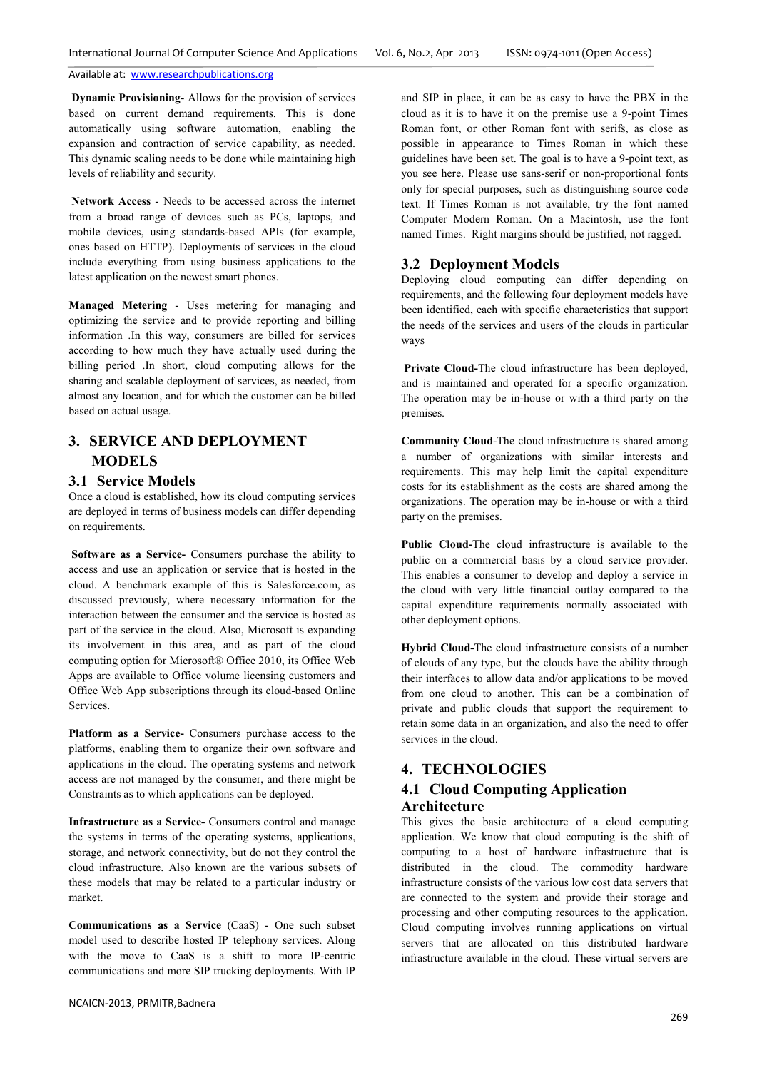**Dynamic Provisioning-** Allows for the provision of services based on current demand requirements. This is done automatically using software automation, enabling the expansion and contraction of service capability, as needed. This dynamic scaling needs to be done while maintaining high levels of reliability and security.

**Network Access** - Needs to be accessed across the internet from a broad range of devices such as PCs, laptops, and mobile devices, using standards-based APIs (for example, ones based on HTTP). Deployments of services in the cloud include everything from using business applications to the latest application on the newest smart phones.

**Managed Metering** - Uses metering for managing and optimizing the service and to provide reporting and billing information .In this way, consumers are billed for services according to how much they have actually used during the billing period .In short, cloud computing allows for the sharing and scalable deployment of services, as needed, from almost any location, and for which the customer can be billed based on actual usage.

# 3. SERVICE AND DEPLOYMENT MODELS

## 3.1 Service Models

Once a cloud is established, how its cloud computing services are deployed in terms of business models can differ depending on requirements.

**Software as a Service-** Consumers purchase the ability to access and use an application or service that is hosted in the cloud. A benchmark example of this is Salesforce.com, as discussed previously, where necessary information for the interaction between the consumer and the service is hosted as part of the service in the cloud. Also, Microsoft is expanding its involvement in this area, and as part of the cloud computing option for Microsoft® Office 2010, its Office Web Apps are available to Office volume licensing customers and Office Web App subscriptions through its cloud-based Online Services.

**Platform as a Service-** Consumers purchase access to the platforms, enabling them to organize their own software and applications in the cloud. The operating systems and network access are not managed by the consumer, and there might be Constraints as to which applications can be deployed.

**Infrastructure as a Service-** Consumers control and manage the systems in terms of the operating systems, applications, storage, and network connectivity, but do not they control the cloud infrastructure. Also known are the various subsets of these models that may be related to a particular industry or market.

**Communications as a Service** (CaaS) - One such subset model used to describe hosted IP telephony services. Along with the move to CaaS is a shift to more IP-centric communications and more SIP trucking deployments. With IP and SIP in place, it can be as easy to have the PBX in the cloud as it is to have it on the premise use a 9-point Times Roman font, or other Roman font with serifs, as close as possible in appearance to Times Roman in which these guidelines have been set. The goal is to have a 9-point text, as you see here. Please use sans-serif or non-proportional fonts only for special purposes, such as distinguishing source code text. If Times Roman is not available, try the font named Computer Modern Roman. On a Macintosh, use the font named Times. Right margins should be justified, not ragged.

## 3.2 Deployment Models

Deploying cloud computing can differ depending on requirements, and the following four deployment models have been identified, each with specific characteristics that support the needs of the services and users of the clouds in particular ways

**Private Cloud-**The cloud infrastructure has been deployed, and is maintained and operated for a specific organization. The operation may be in-house or with a third party on the premises.

**Community Cloud**-The cloud infrastructure is shared among a number of organizations with similar interests and requirements. This may help limit the capital expenditure costs for its establishment as the costs are shared among the organizations. The operation may be in-house or with a third party on the premises.

**Public Cloud-**The cloud infrastructure is available to the public on a commercial basis by a cloud service provider. This enables a consumer to develop and deploy a service in the cloud with very little financial outlay compared to the capital expenditure requirements normally associated with other deployment options.

**Hybrid Cloud-**The cloud infrastructure consists of a number of clouds of any type, but the clouds have the ability through their interfaces to allow data and/or applications to be moved from one cloud to another. This can be a combination of private and public clouds that support the requirement to retain some data in an organization, and also the need to offer services in the cloud.

# 4. TECHNOLOGIES

## 4.1 Cloud Computing Application Architecture

This gives the basic architecture of a cloud computing application. We know that cloud computing is the shift of computing to a host of hardware infrastructure that is distributed in the cloud. The commodity hardware infrastructure consists of the various low cost data servers that are connected to the system and provide their storage and processing and other computing resources to the application. Cloud computing involves running applications on virtual servers that are allocated on this distributed hardware infrastructure available in the cloud. These virtual servers are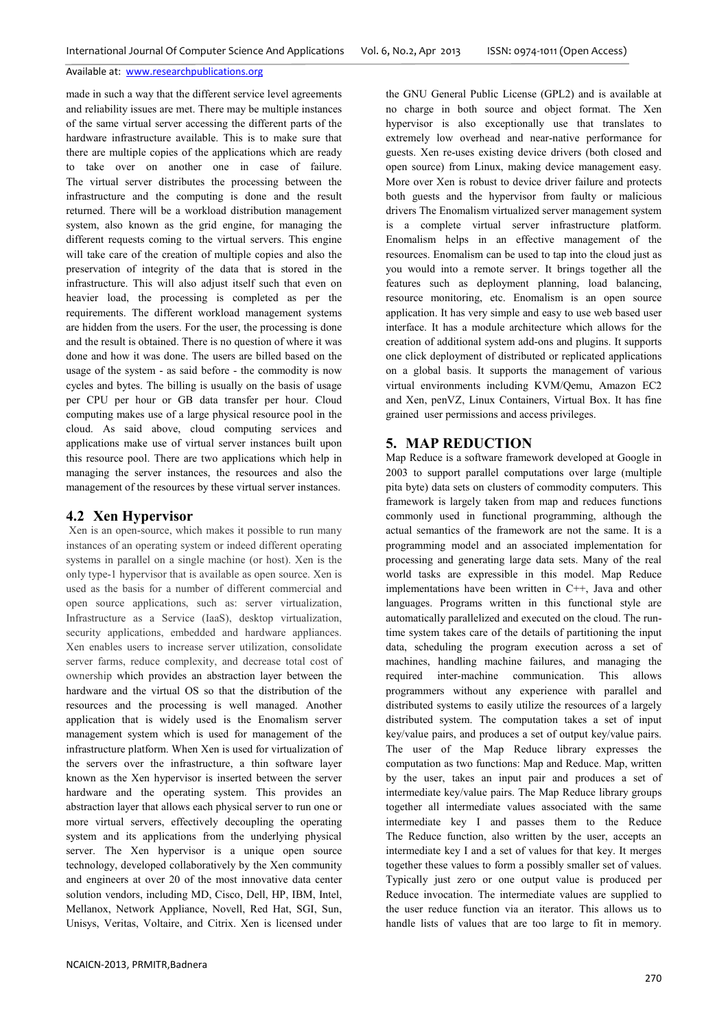made in such a way that the different service level agreements and reliability issues are met. There may be multiple instances of the same virtual server accessing the different parts of the hardware infrastructure available. This is to make sure that there are multiple copies of the applications which are ready to take over on another one in case of failure. The virtual server distributes the processing between the infrastructure and the computing is done and the result returned. There will be a workload distribution management system, also known as the grid engine, for managing the different requests coming to the virtual servers. This engine will take care of the creation of multiple copies and also the preservation of integrity of the data that is stored in the infrastructure. This will also adjust itself such that even on heavier load, the processing is completed as per the requirements. The different workload management systems are hidden from the users. For the user, the processing is done and the result is obtained. There is no question of where it was done and how it was done. The users are billed based on the usage of the system - as said before - the commodity is now cycles and bytes. The billing is usually on the basis of usage per CPU per hour or GB data transfer per hour. Cloud computing makes use of a large physical resource pool in the cloud. As said above, cloud computing services and applications make use of virtual server instances built upon this resource pool. There are two applications which help in managing the server instances, the resources and also the management of the resources by these virtual server instances.

## 4.2 Xen Hypervisor

Xen is an open-source, which makes it possible to run many instances of an operating system or indeed different operating systems in parallel on a single machine (or host). Xen is the only type-1 hypervisor that is available as open source. Xen is used as the basis for a number of different commercial and open source applications, such as: server virtualization, Infrastructure as a Service (IaaS), desktop virtualization, security applications, embedded and hardware appliances. Xen enables users to increase server utilization, consolidate server farms, reduce complexity, and decrease total cost of ownership which provides an abstraction layer between the hardware and the virtual OS so that the distribution of the resources and the processing is well managed. Another application that is widely used is the Enomalism server management system which is used for management of the infrastructure platform. When Xen is used for virtualization of the servers over the infrastructure, a thin software layer known as the Xen hypervisor is inserted between the server hardware and the operating system. This provides an abstraction layer that allows each physical server to run one or more virtual servers, effectively decoupling the operating system and its applications from the underlying physical server. The Xen hypervisor is a unique open source technology, developed collaboratively by the Xen community and engineers at over 20 of the most innovative data center solution vendors, including MD, Cisco, Dell, HP, IBM, Intel, Mellanox, Network Appliance, Novell, Red Hat, SGI, Sun, Unisys, Veritas, Voltaire, and Citrix. Xen is licensed under the GNU General Public License (GPL2) and is available at no charge in both source and object format. The Xen hypervisor is also exceptionally use that translates to extremely low overhead and near-native performance for guests. Xen re-uses existing device drivers (both closed and open source) from Linux, making device management easy. More over Xen is robust to device driver failure and protects both guests and the hypervisor from faulty or malicious drivers The Enomalism virtualized server management system is a complete virtual server infrastructure platform. Enomalism helps in an effective management of the resources. Enomalism can be used to tap into the cloud just as you would into a remote server. It brings together all the features such as deployment planning, load balancing, resource monitoring, etc. Enomalism is an open source application. It has very simple and easy to use web based user interface. It has a module architecture which allows for the creation of additional system add-ons and plugins. It supports one click deployment of distributed or replicated applications on a global basis. It supports the management of various virtual environments including KVM/Qemu, Amazon EC2 and Xen, penVZ, Linux Containers, Virtual Box. It has fine grained user permissions and access privileges.

# 5. MAP REDUCTION

Map Reduce is a software framework developed at Google in 2003 to support parallel computations over large (multiple pita byte) data sets on clusters of commodity computers. This framework is largely taken from map and reduces functions commonly used in functional programming, although the actual semantics of the framework are not the same. It is a programming model and an associated implementation for processing and generating large data sets. Many of the real world tasks are expressible in this model. Map Reduce implementations have been written in C++, Java and other languages. Programs written in this functional style are automatically parallelized and executed on the cloud. The run-time system takes care of the details of partitioning the input data, scheduling the program execution across a set of machines, handling machine failures, and managing the required inter-machine communication. This allows programmers without any experience with parallel and distributed systems to easily utilize the resources of a largely distributed system. The computation takes a set of input key/value pairs, and produces a set of output key/value pairs. The user of the Map Reduce library expresses the computation as two functions: Map and Reduce. Map, written by the user, takes an input pair and produces a set of intermediate key/value pairs. The Map Reduce library groups together all intermediate values associated with the same intermediate key I and passes them to the Reduce The Reduce function, also written by the user, accepts an intermediate key I and a set of values for that key. It merges together these values to form a possibly smaller set of values. Typically just zero or one output value is produced per Reduce invocation. The intermediate values are supplied to the user reduce function via an iterator. This allows us to handle lists of values that are too large to fit in memory.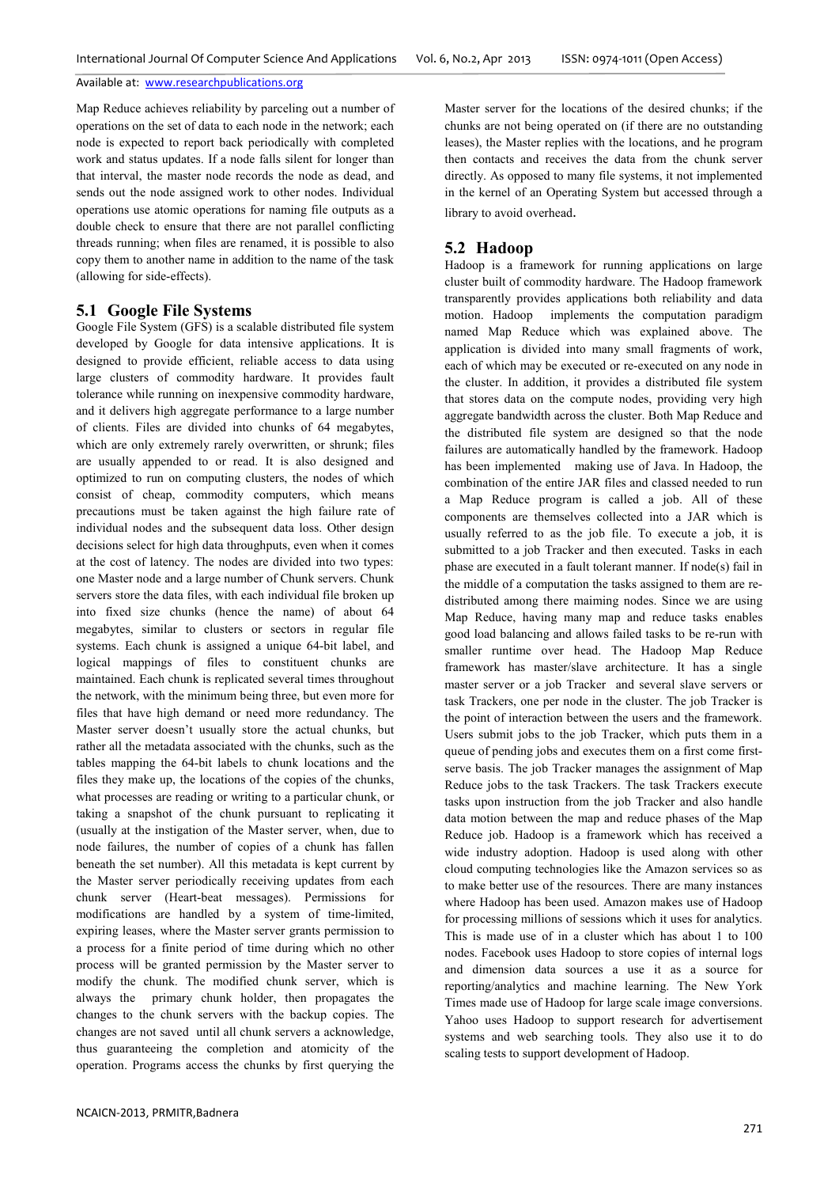Map Reduce achieves reliability by parceling out a number of operations on the set of data to each node in the network; each node is expected to report back periodically with completed work and status updates. If a node falls silent for longer than that interval, the master node records the node as dead, and sends out the node assigned work to other nodes. Individual operations use atomic operations for naming file outputs as a double check to ensure that there are not parallel conflicting threads running; when files are renamed, it is possible to also copy them to another name in addition to the name of the task (allowing for side-effects).

## 5.1 Google File Systems

Google File System (GFS) is a scalable distributed file system developed by Google for data intensive applications. It is designed to provide efficient, reliable access to data using large clusters of commodity hardware. It provides fault tolerance while running on inexpensive commodity hardware, and it delivers high aggregate performance to a large number of clients. Files are divided into chunks of 64 megabytes, which are only extremely rarely overwritten, or shrunk; files are usually appended to or read. It is also designed and optimized to run on computing clusters, the nodes of which consist of cheap, commodity computers, which means precautions must be taken against the high failure rate of individual nodes and the subsequent data loss. Other design decisions select for high data throughputs, even when it comes at the cost of latency. The nodes are divided into two types: one Master node and a large number of Chunk servers. Chunk servers store the data files, with each individual file broken up into fixed size chunks (hence the name) of about 64 megabytes, similar to clusters or sectors in regular file systems. Each chunk is assigned a unique 64-bit label, and logical mappings of files to constituent chunks are maintained. Each chunk is replicated several times throughout the network, with the minimum being three, but even more for files that have high demand or need more redundancy. The Master server doesn't usually store the actual chunks, but rather all the metadata associated with the chunks, such as the tables mapping the 64-bit labels to chunk locations and the files they make up, the locations of the copies of the chunks, what processes are reading or writing to a particular chunk, or taking a snapshot of the chunk pursuant to replicating it (usually at the instigation of the Master server, when, due to node failures, the number of copies of a chunk has fallen beneath the set number). All this metadata is kept current by the Master server periodically receiving updates from each chunk server (Heart-beat messages). Permissions for modifications are handled by a system of time-limited, expiring leases, where the Master server grants permission to a process for a finite period of time during which no other process will be granted permission by the Master server to modify the chunk. The modified chunk server, which is always the primary chunk holder, then propagates the changes to the chunk servers with the backup copies. The changes are not saved until all chunk servers a acknowledge, thus guaranteeing the completion and atomicity of the operation. Programs access the chunks by first querying the Master server for the locations of the desired chunks; if the chunks are not being operated on (if there are no outstanding leases), the Master replies with the locations, and he program then contacts and receives the data from the chunk server directly. As opposed to many file systems, it not implemented in the kernel of an Operating System but accessed through a library to avoid overhead.

## 5.2 Hadoop

Hadoop is a framework for running applications on large cluster built of commodity hardware. The Hadoop framework transparently provides applications both reliability and data motion. Hadoop implements the computation paradigm named Map Reduce which was explained above. The application is divided into many small fragments of work, each of which may be executed or re-executed on any node in the cluster. In addition, it provides a distributed file system that stores data on the compute nodes, providing very high aggregate bandwidth across the cluster. Both Map Reduce and the distributed file system are designed so that the node failures are automatically handled by the framework. Hadoop has been implemented making use of Java. In Hadoop, the combination of the entire JAR files and classed needed to run a Map Reduce program is called a job. All of these components are themselves collected into a JAR which is usually referred to as the job file. To execute a job, it is submitted to a job Tracker and then executed. Tasks in each phase are executed in a fault tolerant manner. If node(s) fail in the middle of a computation the tasks assigned to them are re-distributed among there maiming nodes. Since we are using Map Reduce, having many map and reduce tasks enables good load balancing and allows failed tasks to be re-run with smaller runtime over head. The Hadoop Map Reduce framework has master/slave architecture. It has a single master server or a job Tracker and several slave servers or task Trackers, one per node in the cluster. The job Tracker is the point of interaction between the users and the framework. Users submit jobs to the job Tracker, which puts them in a queue of pending jobs and executes them on a first come first-serve basis. The job Tracker manages the assignment of Map Reduce jobs to the task Trackers. The task Trackers execute tasks upon instruction from the job Tracker and also handle data motion between the map and reduce phases of the Map Reduce job. Hadoop is a framework which has received a wide industry adoption. Hadoop is used along with other cloud computing technologies like the Amazon services so as to make better use of the resources. There are many instances where Hadoop has been used. Amazon makes use of Hadoop for processing millions of sessions which it uses for analytics. This is made use of in a cluster which has about 1 to 100 nodes. Facebook uses Hadoop to store copies of internal logs and dimension data sources a use it as a source for reporting/analytics and machine learning. The New York Times made use of Hadoop for large scale image conversions. Yahoo uses Hadoop to support research for advertisement systems and web searching tools. They also use it to do scaling tests to support development of Hadoop.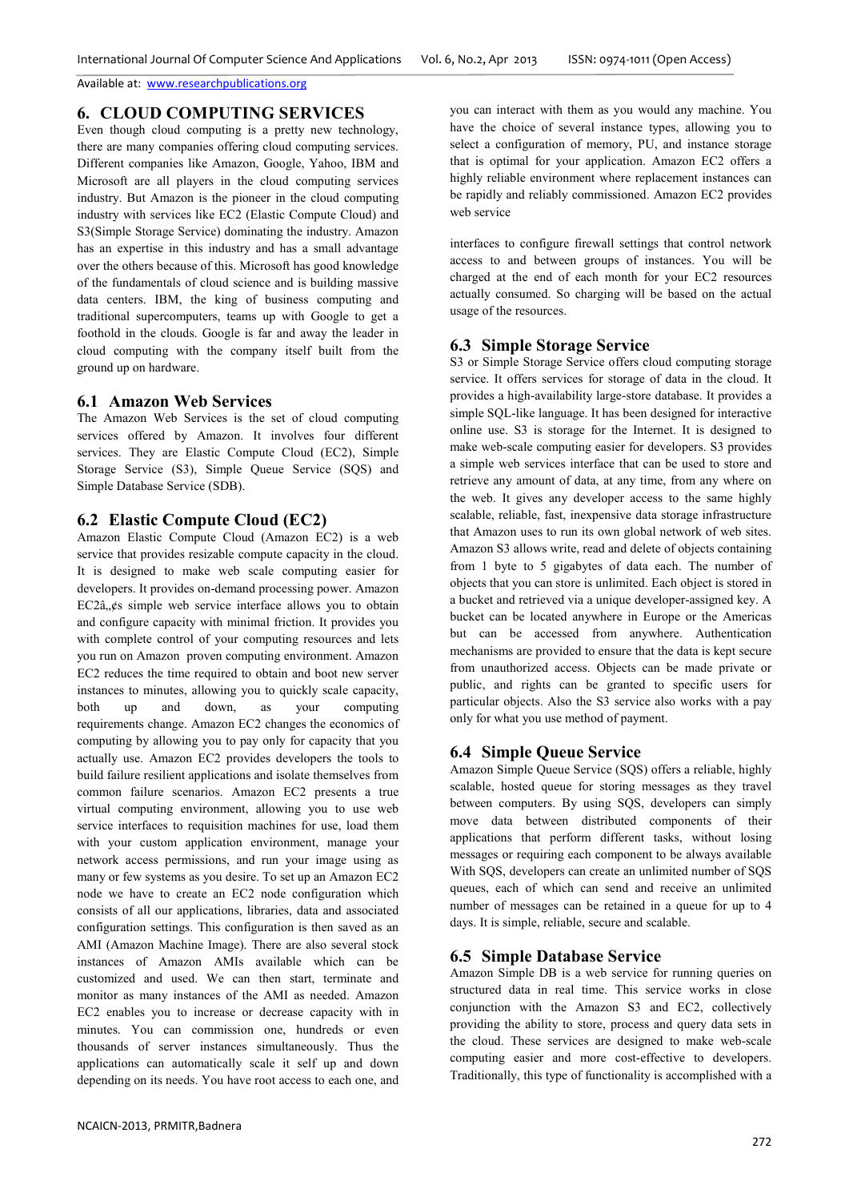## 6. CLOUD COMPUTING SERVICES

Even though cloud computing is a pretty new technology, there are many companies offering cloud computing services. Different companies like Amazon, Google, Yahoo, IBM and Microsoft are all players in the cloud computing services industry. But Amazon is the pioneer in the cloud computing industry with services like EC2 (Elastic Compute Cloud) and S3(Simple Storage Service) dominating the industry. Amazon has an expertise in this industry and has a small advantage over the others because of this. Microsoft has good knowledge of the fundamentals of cloud science and is building massive data centers. IBM, the king of business computing and traditional supercomputers, teams up with Google to get a foothold in the clouds. Google is far and away the leader in cloud computing with the company itself built from the ground up on hardware.

### 6.1 Amazon Web Services

The Amazon Web Services is the set of cloud computing services offered by Amazon. It involves four different services. They are Elastic Compute Cloud (EC2), Simple Storage Service (S3), Simple Queue Service (SQS) and Simple Database Service (SDB).

### 6.2 Elastic Compute Cloud (EC2)

Amazon Elastic Compute Cloud (Amazon EC2) is a web service that provides resizable compute capacity in the cloud. It is designed to make web scale computing easier for developers. It provides on-demand processing power. Amazon EC2â„¢s simple web service interface allows you to obtain and configure capacity with minimal friction. It provides you with complete control of your computing resources and lets you run on Amazon proven computing environment. Amazon EC2 reduces the time required to obtain and boot new server instances to minutes, allowing you to quickly scale capacity, both up and down, as your computing requirements change. Amazon EC2 changes the economics of computing by allowing you to pay only for capacity that you actually use. Amazon EC2 provides developers the tools to build failure resilient applications and isolate themselves from common failure scenarios. Amazon EC2 presents a true virtual computing environment, allowing you to use web service interfaces to requisition machines for use, load them with your custom application environment, manage your network access permissions, and run your image using as many or few systems as you desire. To set up an Amazon EC2 node we have to create an EC2 node configuration which consists of all our applications, libraries, data and associated configuration settings. This configuration is then saved as an AMI (Amazon Machine Image). There are also several stock instances of Amazon AMIs available which can be customized and used. We can then start, terminate and monitor as many instances of the AMI as needed. Amazon EC2 enables you to increase or decrease capacity with in minutes. You can commission one, hundreds or even thousands of server instances simultaneously. Thus the applications can automatically scale it self up and down depending on its needs. You have root access to each one, and you can interact with them as you would any machine. You have the choice of several instance types, allowing you to select a configuration of memory, PU, and instance storage that is optimal for your application. Amazon EC2 offers a highly reliable environment where replacement instances can be rapidly and reliably commissioned. Amazon EC2 provides web service

interfaces to configure firewall settings that control network access to and between groups of instances. You will be charged at the end of each month for your EC2 resources actually consumed. So charging will be based on the actual usage of the resources.

### 6.3 Simple Storage Service

S3 or Simple Storage Service offers cloud computing storage service. It offers services for storage of data in the cloud. It provides a high-availability large-store database. It provides a simple SQL-like language. It has been designed for interactive online use. S3 is storage for the Internet. It is designed to make web-scale computing easier for developers. S3 provides a simple web services interface that can be used to store and retrieve any amount of data, at any time, from any where on the web. It gives any developer access to the same highly scalable, reliable, fast, inexpensive data storage infrastructure that Amazon uses to run its own global network of web sites. Amazon S3 allows write, read and delete of objects containing from 1 byte to 5 gigabytes of data each. The number of objects that you can store is unlimited. Each object is stored in a bucket and retrieved via a unique developer-assigned key. A bucket can be located anywhere in Europe or the Americas but can be accessed from anywhere. Authentication mechanisms are provided to ensure that the data is kept secure from unauthorized access. Objects can be made private or public, and rights can be granted to specific users for particular objects. Also the S3 service also works with a pay only for what you use method of payment.

### 6.4 Simple Queue Service

Amazon Simple Queue Service (SQS) offers a reliable, highly scalable, hosted queue for storing messages as they travel between computers. By using SQS, developers can simply move data between distributed components of their applications that perform different tasks, without losing messages or requiring each component to be always available With SQS, developers can create an unlimited number of SQS queues, each of which can send and receive an unlimited number of messages can be retained in a queue for up to 4 days. It is simple, reliable, secure and scalable.

### 6.5 Simple Database Service

Amazon Simple DB is a web service for running queries on structured data in real time. This service works in close conjunction with the Amazon S3 and EC2, collectively providing the ability to store, process and query data sets in the cloud. These services are designed to make web-scale computing easier and more cost-effective to developers. Traditionally, this type of functionality is accomplished with a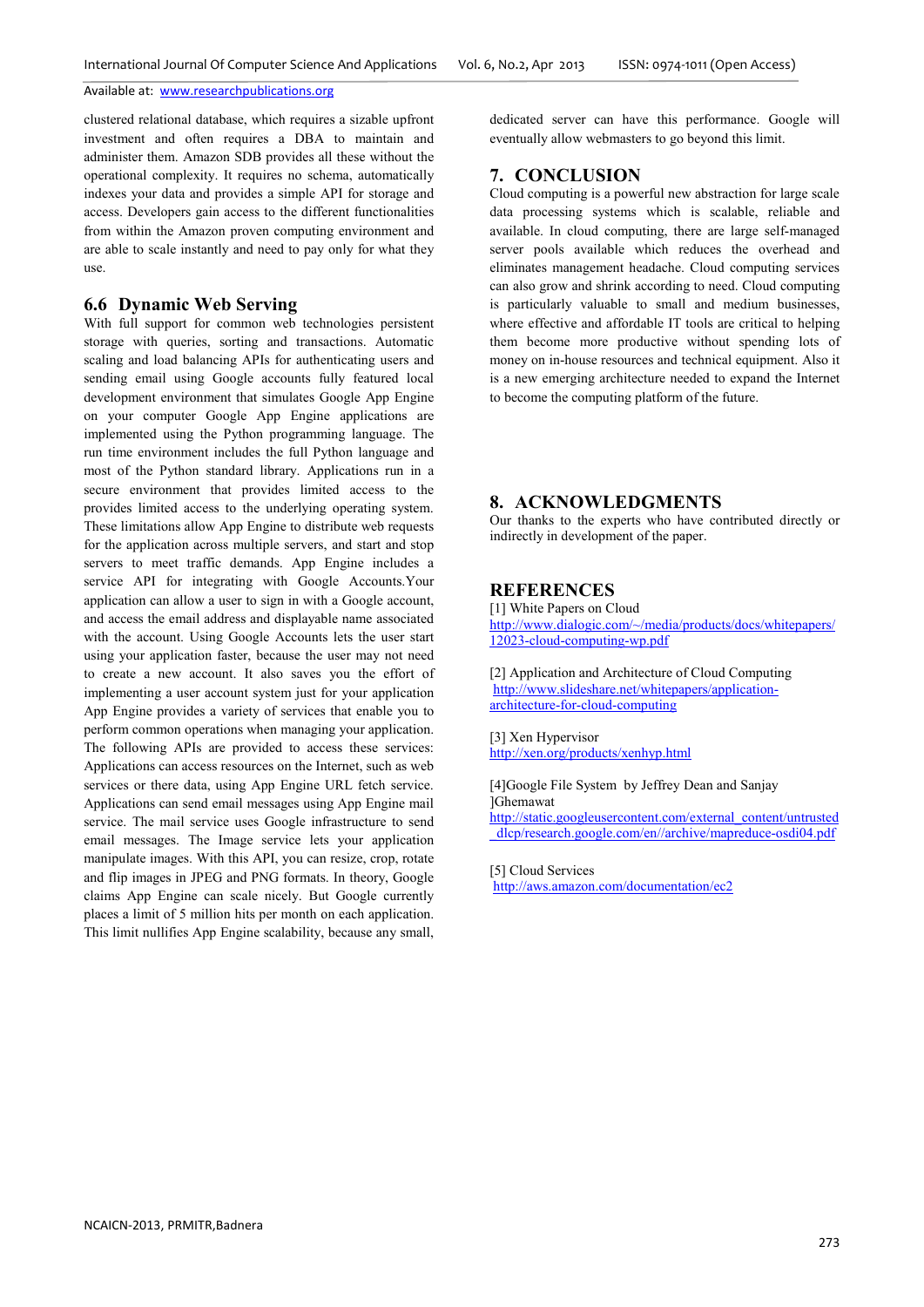clustered relational database, which requires a sizable upfront investment and often requires a DBA to maintain and administer them. Amazon SDB provides all these without the operational complexity. It requires no schema, automatically indexes your data and provides a simple API for storage and access. Developers gain access to the different functionalities from within the Amazon proven computing environment and are able to scale instantly and need to pay only for what they use.

### 6.6 Dynamic Web Serving

With full support for common web technologies persistent storage with queries, sorting and transactions. Automatic scaling and load balancing APIs for authenticating users and sending email using Google accounts fully featured local development environment that simulates Google App Engine on your computer Google App Engine applications are implemented using the Python programming language. The run time environment includes the full Python language and most of the Python standard library. Applications run in a secure environment that provides limited access to the provides limited access to the underlying operating system. These limitations allow App Engine to distribute web requests for the application across multiple servers, and start and stop servers to meet traffic demands. App Engine includes a service API for integrating with Google Accounts.Your application can allow a user to sign in with a Google account, and access the email address and displayable name associated with the account. Using Google Accounts lets the user start using your application faster, because the user may not need to create a new account. It also saves you the effort of implementing a user account system just for your application App Engine provides a variety of services that enable you to perform common operations when managing your application. The following APIs are provided to access these services: Applications can access resources on the Internet, such as web services or there data, using App Engine URL fetch service. Applications can send email messages using App Engine mail service. The mail service uses Google infrastructure to send email messages. The Image service lets your application manipulate images. With this API, you can resize, crop, rotate and flip images in JPEG and PNG formats. In theory, Google claims App Engine can scale nicely. But Google currently places a limit of 5 million hits per month on each application. This limit nullifies App Engine scalability, because any small, dedicated server can have this performance. Google will eventually allow webmasters to go beyond this limit.

## 7. CONCLUSION

Cloud computing is a powerful new abstraction for large scale data processing systems which is scalable, reliable and available. In cloud computing, there are large self-managed server pools available which reduces the overhead and eliminates management headache. Cloud computing services can also grow and shrink according to need. Cloud computing is particularly valuable to small and medium businesses, where effective and affordable IT tools are critical to helping them become more productive without spending lots of money on in-house resources and technical equipment. Also it is a new emerging architecture needed to expand the Internet to become the computing platform of the future.

## 8. ACKNOWLEDGMENTS

Our thanks to the experts who have contributed directly or indirectly in development of the paper.

## REFERENCES

[1] White Papers on Cloud
http://www.dialogic.com/~/media/products/docs/whitepapers/12023-cloud-computing-wp.pdf

[2] Application and Architecture of Cloud Computing
http://www.slideshare.net/whitepapers/application-architecture-for-cloud-computing

[3] Xen Hypervisor
http://xen.org/products/xenhyp.html

[4]Google File System by Jeffrey Dean and Sanjay ]Ghemawat
http://static.googleusercontent.com/external_content/untrusted_dlcp/research.google.com/en//archive/mapreduce-osdi04.pdf

[5] Cloud Services
http://aws.amazon.com/documentation/ec2